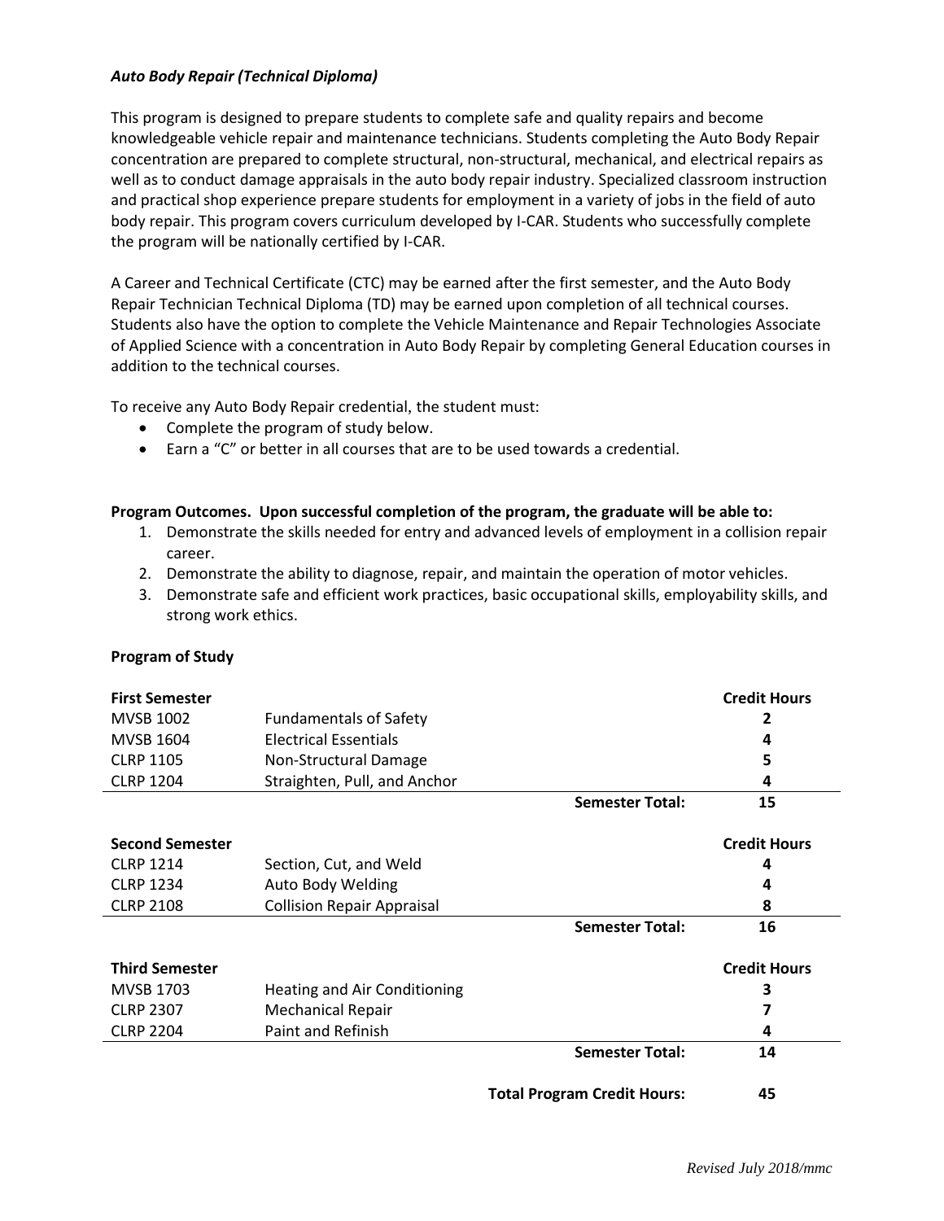***Auto Body Repair (Technical Diploma)***

This program is designed to prepare students to complete safe and quality repairs and become knowledgeable vehicle repair and maintenance technicians. Students completing the Auto Body Repair concentration are prepared to complete structural, non-structural, mechanical, and electrical repairs as well as to conduct damage appraisals in the auto body repair industry. Specialized classroom instruction and practical shop experience prepare students for employment in a variety of jobs in the field of auto body repair. This program covers curriculum developed by I-CAR. Students who successfully complete the program will be nationally certified by I-CAR.

A Career and Technical Certificate (CTC) may be earned after the first semester, and the Auto Body Repair Technician Technical Diploma (TD) may be earned upon completion of all technical courses. Students also have the option to complete the Vehicle Maintenance and Repair Technologies Associate of Applied Science with a concentration in Auto Body Repair by completing General Education courses in addition to the technical courses.

To receive any Auto Body Repair credential, the student must:

- Complete the program of study below.
- Earn a "C" or better in all courses that are to be used towards a credential.

**Program Outcomes. Upon successful completion of the program, the graduate will be able to:**

1. Demonstrate the skills needed for entry and advanced levels of employment in a collision repair career.
2. Demonstrate the ability to diagnose, repair, and maintain the operation of motor vehicles.
3. Demonstrate safe and efficient work practices, basic occupational skills, employability skills, and strong work ethics.

**Program of Study**

| **First Semester** | | | **Credit Hours** |
|---|---|---|---|
| MVSB 1002 | Fundamentals of Safety | | **2** |
| MVSB 1604 | Electrical Essentials | | **4** |
| CLRP 1105 | Non-Structural Damage | | **5** |
| CLRP 1204 | Straighten, Pull, and Anchor | | **4** |
| | | **Semester Total:** | **15** |

| **Second Semester** | | | **Credit Hours** |
|---|---|---|---|
| CLRP 1214 | Section, Cut, and Weld | | **4** |
| CLRP 1234 | Auto Body Welding | | **4** |
| CLRP 2108 | Collision Repair Appraisal | | **8** |
| | | **Semester Total:** | **16** |

| **Third Semester** | | | **Credit Hours** |
|---|---|---|---|
| MVSB 1703 | Heating and Air Conditioning | | **3** |
| CLRP 2307 | Mechanical Repair | | **7** |
| CLRP 2204 | Paint and Refinish | | **4** |
| | | **Semester Total:** | **14** |

**Total Program Credit Hours: 45**

*Revised July 2018/mmc*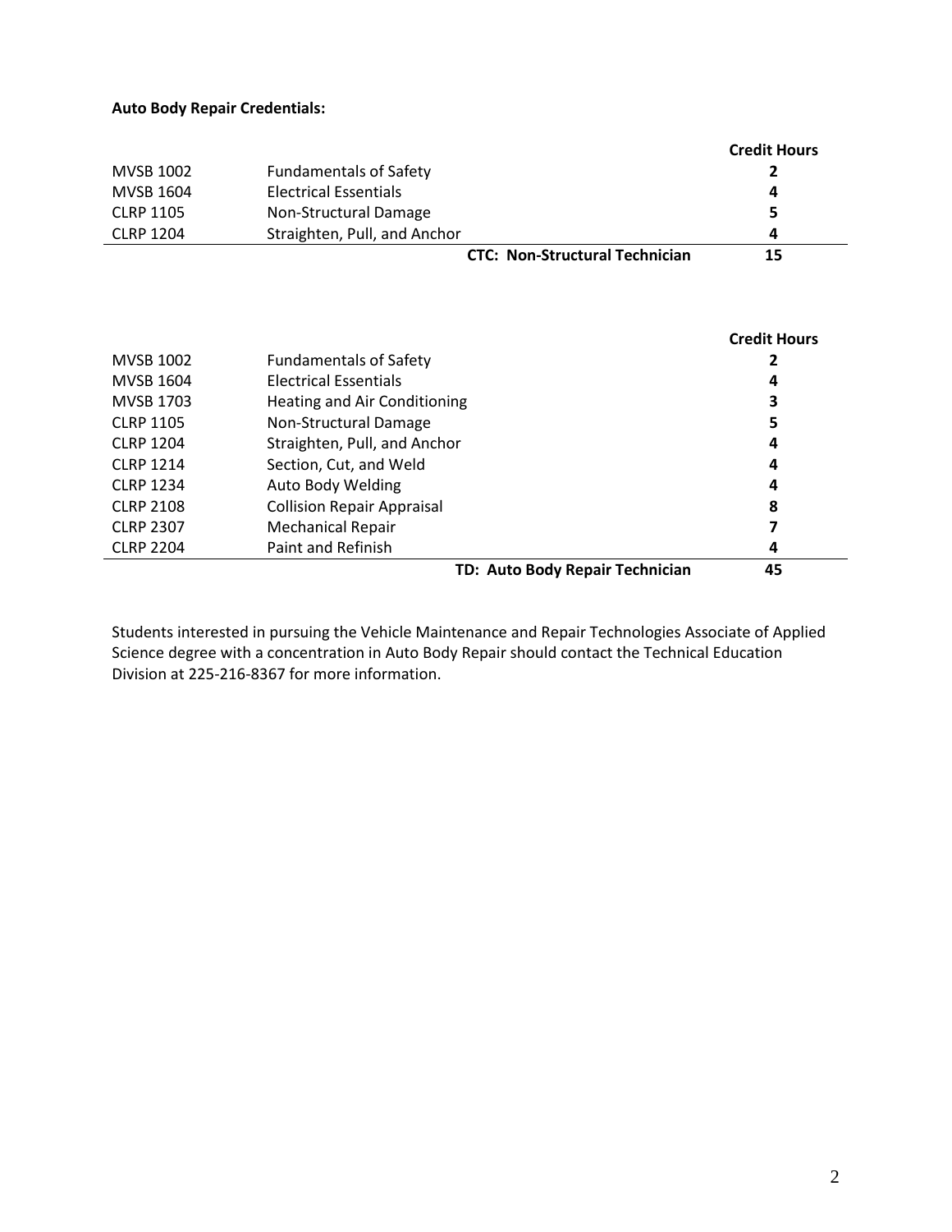**Auto Body Repair Credentials:**

| | | Credit Hours |
|---|---|---|
| MVSB 1002 | Fundamentals of Safety | **2** |
| MVSB 1604 | Electrical Essentials | **4** |
| CLRP 1105 | Non-Structural Damage | **5** |
| CLRP 1204 | Straighten, Pull, and Anchor | **4** |
| | **CTC: Non-Structural Technician** | **15** |

| | | Credit Hours |
|---|---|---|
| MVSB 1002 | Fundamentals of Safety | **2** |
| MVSB 1604 | Electrical Essentials | **4** |
| MVSB 1703 | Heating and Air Conditioning | **3** |
| CLRP 1105 | Non-Structural Damage | **5** |
| CLRP 1204 | Straighten, Pull, and Anchor | **4** |
| CLRP 1214 | Section, Cut, and Weld | **4** |
| CLRP 1234 | Auto Body Welding | **4** |
| CLRP 2108 | Collision Repair Appraisal | **8** |
| CLRP 2307 | Mechanical Repair | **7** |
| CLRP 2204 | Paint and Refinish | **4** |
| | **TD: Auto Body Repair Technician** | **45** |

Students interested in pursuing the Vehicle Maintenance and Repair Technologies Associate of Applied Science degree with a concentration in Auto Body Repair should contact the Technical Education Division at 225-216-8367 for more information.